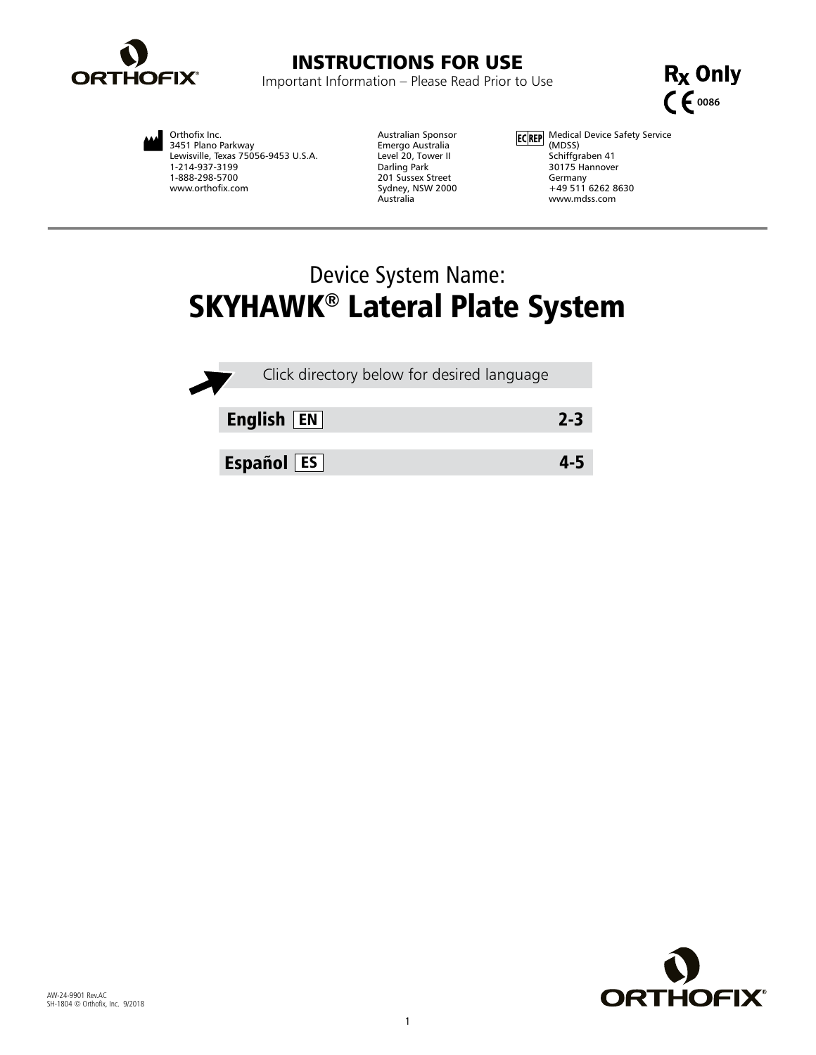ORTHOFIX®

# INSTRUCTIONS FOR USE

Important Information – Please Read Prior to Use

**Rx Only**

CE 0086

Orthofix Inc.
3451 Plano Parkway
Lewisville, Texas 75056-9453 U.S.A.
1-214-937-3199
1-888-298-5700
www.orthofix.com

Australian Sponsor
Emergo Australia
Level 20, Tower II
Darling Park
201 Sussex Street
Sydney, NSW 2000
Australia

EC REP
Medical Device Safety Service (MDSS)
Schiffgraben 41
30175 Hannover
Germany
+49 511 6262 8630
www.mdss.com

---

Device System Name:

## SKYHAWK® Lateral Plate System

Click directory below for desired language

| | |
|---|---|
| **English** EN | **2-3** |
| **Español** ES | **4-5** |

AW-24-9901 Rev.AC
SH-1804 © Orthofix, Inc. 9/2018

ORTHOFIX®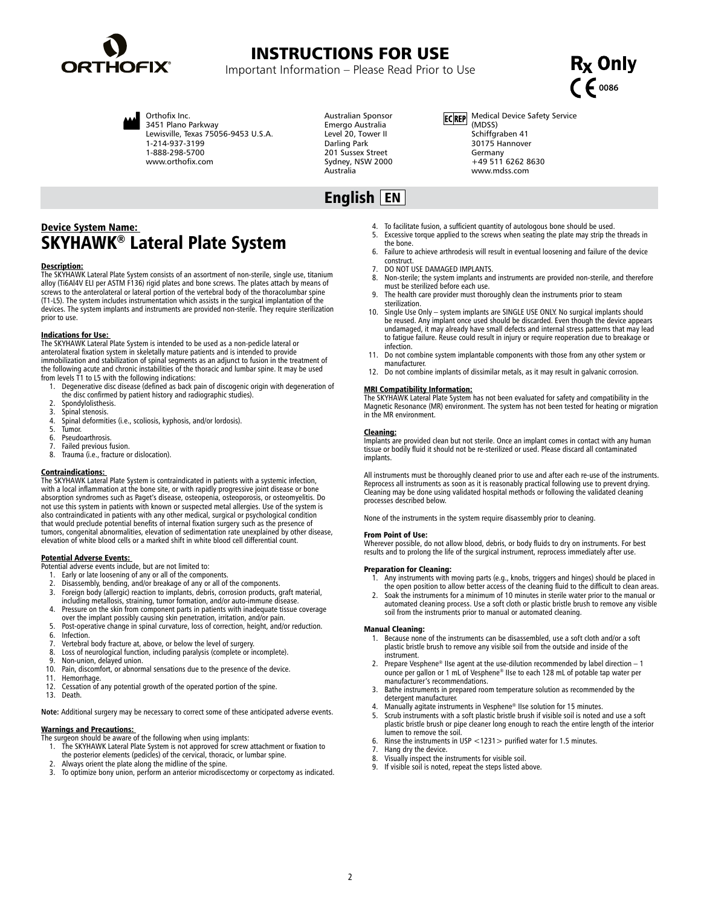# INSTRUCTIONS FOR USE

Important Information – Please Read Prior to Use

Rx Only

CE 0086

Orthofix Inc.
3451 Plano Parkway
Lewisville, Texas 75056-9453 U.S.A.
1-214-937-3199
1-888-298-5700
www.orthofix.com

Australian Sponsor
Emergo Australia
Level 20, Tower II
Darling Park
201 Sussex Street
Sydney, NSW 2000
Australia

EC REP Medical Device Safety Service (MDSS)
Schiffgraben 41
30175 Hannover
Germany
+49 511 6262 8630
www.mdss.com

## English EN

**Device System Name:**

# SKYHAWK® Lateral Plate System

**Description:**

The SKYHAWK Lateral Plate System consists of an assortment of non-sterile, single use, titanium alloy (Ti6Al4V ELI per ASTM F136) rigid plates and bone screws. The plates attach by means of screws to the anterolateral or lateral portion of the vertebral body of the thoracolumbar spine (T1-L5). The system includes instrumentation which assists in the surgical implantation of the devices. The system implants and instruments are provided non-sterile. They require sterilization prior to use.

**Indications for Use:**

The SKYHAWK Lateral Plate System is intended to be used as a non-pedicle lateral or anterolateral fixation system in skeletally mature patients and is intended to provide immobilization and stabilization of spinal segments as an adjunct to fusion in the treatment of the following acute and chronic instabilities of the thoracic and lumbar spine. It may be used from levels T1 to L5 with the following indications:

1. Degenerative disc disease (defined as back pain of discogenic origin with degeneration of the disc confirmed by patient history and radiographic studies).
2. Spondylolisthesis.
3. Spinal stenosis.
4. Spinal deformities (i.e., scoliosis, kyphosis, and/or lordosis).
5. Tumor.
6. Pseudoarthrosis.
7. Failed previous fusion.
8. Trauma (i.e., fracture or dislocation).

**Contraindications:**

The SKYHAWK Lateral Plate System is contraindicated in patients with a systemic infection, with a local inflammation at the bone site, or with rapidly progressive joint disease or bone absorption syndromes such as Paget's disease, osteopenia, osteoporosis, or osteomyelitis. Do not use this system in patients with known or suspected metal allergies. Use of the system is also contraindicated in patients with any other medical, surgical or psychological condition that would preclude potential benefits of internal fixation surgery such as the presence of tumors, congenital abnormalities, elevation of sedimentation rate unexplained by other disease, elevation of white blood cells or a marked shift in white blood cell differential count.

**Potential Adverse Events:**

Potential adverse events include, but are not limited to:

1. Early or late loosening of any or all of the components.
2. Disassembly, bending, and/or breakage of any or all of the components.
3. Foreign body (allergic) reaction to implants, debris, corrosion products, graft material, including metallosis, straining, tumor formation, and/or auto-immune disease.
4. Pressure on the skin from component parts in patients with inadequate tissue coverage over the implant possibly causing skin penetration, irritation, and/or pain.
5. Post-operative change in spinal curvature, loss of correction, height, and/or reduction.
6. Infection.
7. Vertebral body fracture at, above, or below the level of surgery.
8. Loss of neurological function, including paralysis (complete or incomplete).
9. Non-union, delayed union.
10. Pain, discomfort, or abnormal sensations due to the presence of the device.
11. Hemorrhage.
12. Cessation of any potential growth of the operated portion of the spine.
13. Death.

**Note:** Additional surgery may be necessary to correct some of these anticipated adverse events.

**Warnings and Precautions:**

The surgeon should be aware of the following when using implants:

1. The SKYHAWK Lateral Plate System is not approved for screw attachment or fixation to the posterior elements (pedicles) of the cervical, thoracic, or lumbar spine.
2. Always orient the plate along the midline of the spine.
3. To optimize bony union, perform an anterior microdiscectomy or corpectomy as indicated.
4. To facilitate fusion, a sufficient quantity of autologous bone should be used.
5. Excessive torque applied to the screws when seating the plate may strip the threads in the bone.
6. Failure to achieve arthrodesis will result in eventual loosening and failure of the device construct.
7. DO NOT USE DAMAGED IMPLANTS.
8. Non-sterile; the system implants and instruments are provided non-sterile, and therefore must be sterilized before each use.
9. The health care provider must thoroughly clean the instruments prior to steam sterilization.
10. Single Use Only – system implants are SINGLE USE ONLY. No surgical implants should be reused. Any implant once used should be discarded. Even though the device appears undamaged, it may already have small defects and internal stress patterns that may lead to fatigue failure. Reuse could result in injury or require reoperation due to breakage or infection.
11. Do not combine system implantable components with those from any other system or manufacturer.
12. Do not combine implants of dissimilar metals, as it may result in galvanic corrosion.

**MRI Compatibility Information:**

The SKYHAWK Lateral Plate System has not been evaluated for safety and compatibility in the Magnetic Resonance (MR) environment. The system has not been tested for heating or migration in the MR environment.

**Cleaning:**

Implants are provided clean but not sterile. Once an implant comes in contact with any human tissue or bodily fluid it should not be re-sterilized or used. Please discard all contaminated implants.

All instruments must be thoroughly cleaned prior to use and after each re-use of the instruments. Reprocess all instruments as soon as it is reasonably practical following use to prevent drying. Cleaning may be done using validated hospital methods or following the validated cleaning processes described below.

None of the instruments in the system require disassembly prior to cleaning.

**From Point of Use:**

Wherever possible, do not allow blood, debris, or body fluids to dry on instruments. For best results and to prolong the life of the surgical instrument, reprocess immediately after use.

**Preparation for Cleaning:**

1. Any instruments with moving parts (e.g., knobs, triggers and hinges) should be placed in the open position to allow better access of the cleaning fluid to the difficult to clean areas.
2. Soak the instruments for a minimum of 10 minutes in sterile water prior to the manual or automated cleaning process. Use a soft cloth or plastic bristle brush to remove any visible soil from the instruments prior to manual or automated cleaning.

**Manual Cleaning:**

1. Because none of the instruments can be disassembled, use a soft cloth and/or a soft plastic bristle brush to remove any visible soil from the outside and inside of the instrument.
2. Prepare Vesphene® IIse agent at the use-dilution recommended by label direction – 1 ounce per gallon or 1 mL of Vesphene® IIse to each 128 mL of potable tap water per manufacturer's recommendations.
3. Bathe instruments in prepared room temperature solution as recommended by the detergent manufacturer.
4. Manually agitate instruments in Vesphene® IIse solution for 15 minutes.
5. Scrub instruments with a soft plastic bristle brush if visible soil is noted and use a soft plastic bristle brush or pipe cleaner long enough to reach the entire length of the interior lumen to remove the soil.
6. Rinse the instruments in USP <1231> purified water for 1.5 minutes.
7. Hang dry the device.
8. Visually inspect the instruments for visible soil.
9. If visible soil is noted, repeat the steps listed above.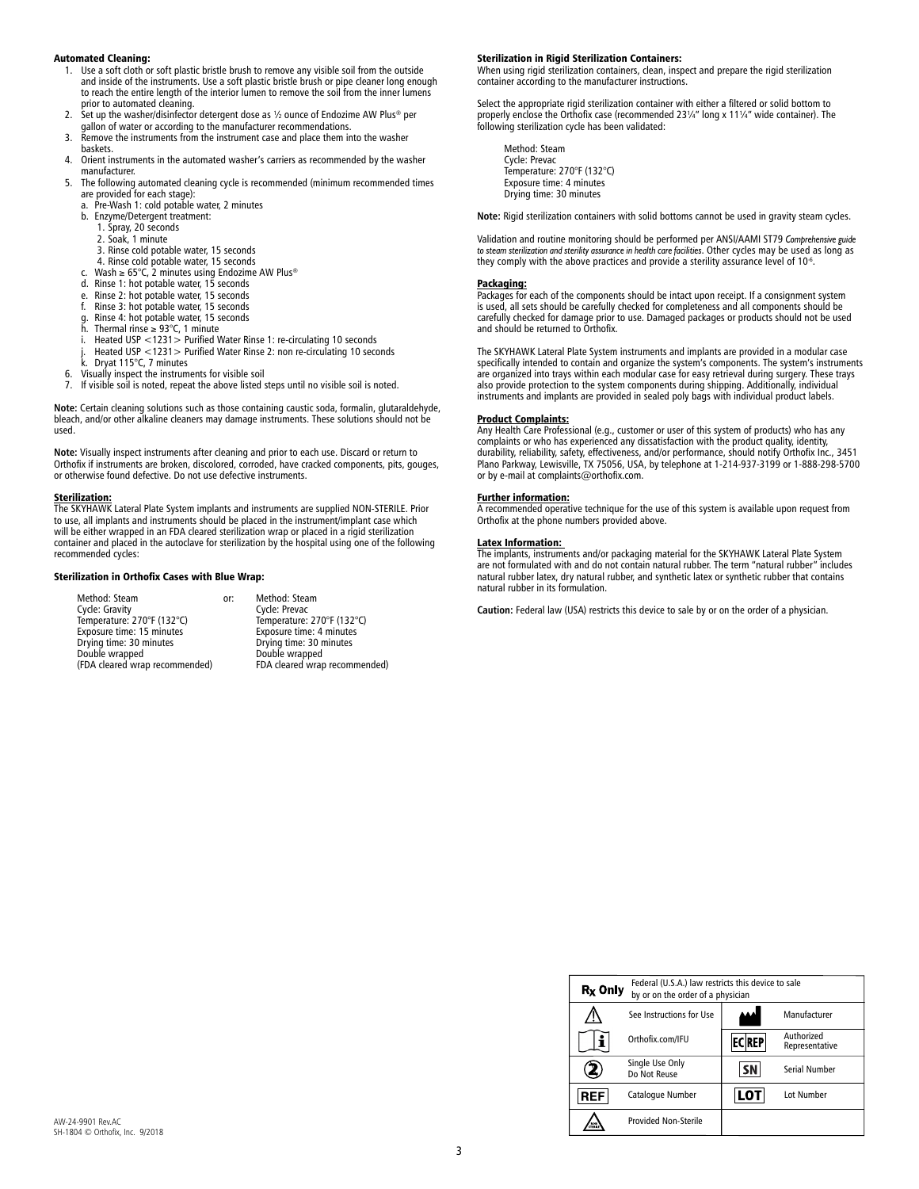## Automated Cleaning:

1. Use a soft cloth or soft plastic bristle brush to remove any visible soil from the outside and inside of the instruments. Use a soft plastic bristle brush or pipe cleaner long enough to reach the entire length of the interior lumen to remove the soil from the inner lumens prior to automated cleaning.
2. Set up the washer/disinfector detergent dose as ½ ounce of Endozime AW Plus® per gallon of water or according to the manufacturer recommendations.
3. Remove the instruments from the instrument case and place them into the washer baskets.
4. Orient instruments in the automated washer's carriers as recommended by the washer manufacturer.
5. The following automated cleaning cycle is recommended (minimum recommended times are provided for each stage):
   a. Pre-Wash 1: cold potable water, 2 minutes
   b. Enzyme/Detergent treatment:
      1. Spray, 20 seconds
      2. Soak, 1 minute
      3. Rinse cold potable water, 15 seconds
      4. Rinse cold potable water, 15 seconds
   c. Wash ≥ 65°C, 2 minutes using Endozime AW Plus®
   d. Rinse 1: hot potable water, 15 seconds
   e. Rinse 2: hot potable water, 15 seconds
   f. Rinse 3: hot potable water, 15 seconds
   g. Rinse 4: hot potable water, 15 seconds
   h. Thermal rinse ≥ 93°C, 1 minute
   i. Heated USP <1231> Purified Water Rinse 1: re-circulating 10 seconds
   j. Heated USP <1231> Purified Water Rinse 2: non re-circulating 10 seconds
   k. Dryat 115°C, 7 minutes
6. Visually inspect the instruments for visible soil
7. If visible soil is noted, repeat the above listed steps until no visible soil is noted.

**Note:** Certain cleaning solutions such as those containing caustic soda, formalin, glutaraldehyde, bleach, and/or other alkaline cleaners may damage instruments. These solutions should not be used.

**Note:** Visually inspect instruments after cleaning and prior to each use. Discard or return to Orthofix if instruments are broken, discolored, corroded, have cracked components, pits, gouges, or otherwise found defective. Do not use defective instruments.

## Sterilization:

The SKYHAWK Lateral Plate System implants and instruments are supplied NON-STERILE. Prior to use, all implants and instruments should be placed in the instrument/implant case which will be either wrapped in an FDA cleared sterilization wrap or placed in a rigid sterilization container and placed in the autoclave for sterilization by the hospital using one of the following recommended cycles:

### Sterilization in Orthofix Cases with Blue Wrap:

| | | |
|---|---|---|
| Method: Steam | or: | Method: Steam |
| Cycle: Gravity | | Cycle: Prevac |
| Temperature: 270°F (132°C) | | Temperature: 270°F (132°C) |
| Exposure time: 15 minutes | | Exposure time: 4 minutes |
| Drying time: 30 minutes | | Drying time: 30 minutes |
| Double wrapped | | Double wrapped |
| (FDA cleared wrap recommended) | | FDA cleared wrap recommended) |

### Sterilization in Rigid Sterilization Containers:

When using rigid sterilization containers, clean, inspect and prepare the rigid sterilization container according to the manufacturer instructions.

Select the appropriate rigid sterilization container with either a filtered or solid bottom to properly enclose the Orthofix case (recommended 23¼" long x 11¼" wide container). The following sterilization cycle has been validated:

Method: Steam
Cycle: Prevac
Temperature: 270°F (132°C)
Exposure time: 4 minutes
Drying time: 30 minutes

**Note:** Rigid sterilization containers with solid bottoms cannot be used in gravity steam cycles.

Validation and routine monitoring should be performed per ANSI/AAMI ST79 *Comprehensive guide to steam sterilization and sterility assurance in health care facilities*. Other cycles may be used as long as they comply with the above practices and provide a sterility assurance level of $10^{-6}$.

## Packaging:

Packages for each of the components should be intact upon receipt. If a consignment system is used, all sets should be carefully checked for completeness and all components should be carefully checked for damage prior to use. Damaged packages or products should not be used and should be returned to Orthofix.

The SKYHAWK Lateral Plate System instruments and implants are provided in a modular case specifically intended to contain and organize the system's components. The system's instruments are organized into trays within each modular case for easy retrieval during surgery. These trays also provide protection to the system components during shipping. Additionally, individual instruments and implants are provided in sealed poly bags with individual product labels.

## Product Complaints:

Any Health Care Professional (e.g., customer or user of this system of products) who has any complaints or who has experienced any dissatisfaction with the product quality, identity, durability, reliability, safety, effectiveness, and/or performance, should notify Orthofix Inc., 3451 Plano Parkway, Lewisville, TX 75056, USA, by telephone at 1-214-937-3199 or 1-888-298-5700 or by e-mail at complaints@orthofix.com.

## Further information:

A recommended operative technique for the use of this system is available upon request from Orthofix at the phone numbers provided above.

## Latex Information:

The implants, instruments and/or packaging material for the SKYHAWK Lateral Plate System are not formulated with and do not contain natural rubber. The term "natural rubber" includes natural rubber latex, dry natural rubber, and synthetic latex or synthetic rubber that contains natural rubber in its formulation.

**Caution:** Federal law (USA) restricts this device to sale by or on the order of a physician.

| Symbol | Meaning | Symbol | Meaning |
|---|---|---|---|
| Rx Only | Federal (U.S.A.) law restricts this device to sale by or on the order of a physician | | |
| ⚠ | See Instructions for Use | | Manufacturer |
| i | Orthofix.com/IFU | EC REP | Authorized Representative |
| ② | Single Use Only Do Not Reuse | SN | Serial Number |
| REF | Catalogue Number | LOT | Lot Number |
| NON STERILE | Provided Non-Sterile | | |

AW-24-9901 Rev.AC
SH-1804 © Orthofix, Inc. 9/2018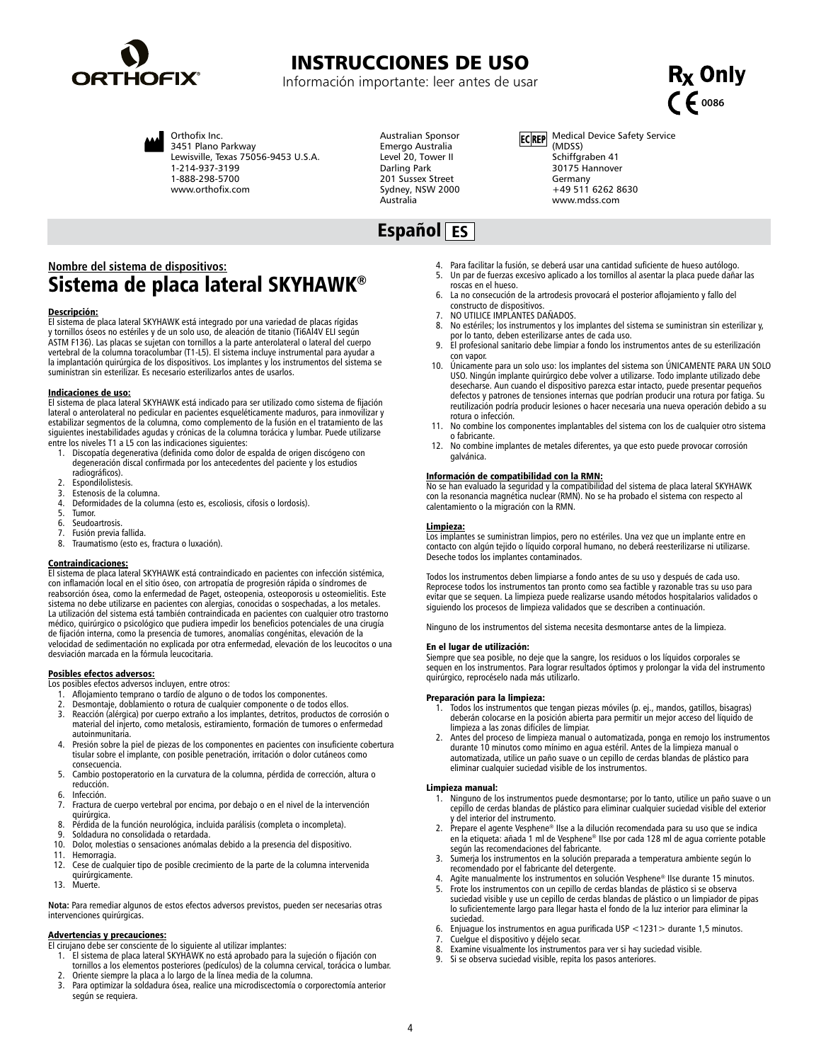# INSTRUCCIONES DE USO

Información importante: leer antes de usar

Rx Only

CE 0086

Orthofix Inc.
3451 Plano Parkway
Lewisville, Texas 75056-9453 U.S.A.
1-214-937-3199
1-888-298-5700
www.orthofix.com

Australian Sponsor
Emergo Australia
Level 20, Tower II
Darling Park
201 Sussex Street
Sydney, NSW 2000
Australia

EC REP Medical Device Safety Service (MDSS)
Schiffgraben 41
30175 Hannover
Germany
+49 511 6262 8630
www.mdss.com

## Español ES

**Nombre del sistema de dispositivos:**

## Sistema de placa lateral SKYHAWK®

**Descripción:**

El sistema de placa lateral SKYHAWK está integrado por una variedad de placas rígidas y tornillos óseos no estériles y de un solo uso, de aleación de titanio (Ti6Al4V ELI según ASTM F136). Las placas se sujetan con tornillos a la parte anterolateral o lateral del cuerpo vertebral de la columna toracolumbar (T1-L5). El sistema incluye instrumental para ayudar a la implantación quirúrgica de los dispositivos. Los implantes y los instrumentos del sistema se suministran sin esterilizar. Es necesario esterilizarlos antes de usarlos.

**Indicaciones de uso:**

El sistema de placa lateral SKYHAWK está indicado para ser utilizado como sistema de fijación lateral o anterolateral no pedicular en pacientes esqueléticamente maduros, para inmovilizar y estabilizar segmentos de la columna, como complemento de la fusión en el tratamiento de las siguientes inestabilidades agudas y crónicas de la columna torácica y lumbar. Puede utilizarse entre los niveles T1 a L5 con las indicaciones siguientes:

1. Discopatía degenerativa (definida como dolor de espalda de origen discógeno con degeneración discal confirmada por los antecedentes del paciente y los estudios radiográficos).
2. Espondilolistesis.
3. Estenosis de la columna.
4. Deformidades de la columna (esto es, escoliosis, cifosis o lordosis).
5. Tumor.
6. Seudoartrosis.
7. Fusión previa fallida.
8. Traumatismo (esto es, fractura o luxación).

**Contraindicaciones:**

El sistema de placa lateral SKYHAWK está contraindicado en pacientes con infección sistémica, con inflamación local en el sitio óseo, con artropatía de progresión rápida o síndromes de reabsorción ósea, como la enfermedad de Paget, osteopenia, osteoporosis u osteomielitis. Este sistema no debe utilizarse en pacientes con alergias, conocidas o sospechadas, a los metales. La utilización del sistema está también contraindicada en pacientes con cualquier otro trastorno médico, quirúrgico o psicológico que pudiera impedir los beneficios potenciales de una cirugía de fijación interna, como la presencia de tumores, anomalías congénitas, elevación de la velocidad de sedimentación no explicada por otra enfermedad, elevación de los leucocitos o una desviación marcada en la fórmula leucocitaria.

**Posibles efectos adversos:**

Los posibles efectos adversos incluyen, entre otros:

1. Aflojamiento temprano o tardío de alguno o de todos los componentes.
2. Desmontaje, doblamiento o rotura de cualquier componente o de todos ellos.
3. Reacción (alérgica) por cuerpo extraño a los implantes, detritos, productos de corrosión o material del injerto, como metalosis, estiramiento, formación de tumores o enfermedad autoinmunitaria.
4. Presión sobre la piel de piezas de los componentes en pacientes con insuficiente cobertura tisular sobre el implante, con posible penetración, irritación o dolor cutáneos como consecuencia.
5. Cambio postoperatorio en la curvatura de la columna, pérdida de corrección, altura o reducción.
6. Infección.
7. Fractura de cuerpo vertebral por encima, por debajo o en el nivel de la intervención quirúrgica.
8. Pérdida de la función neurológica, incluida parálisis (completa o incompleta).
9. Soldadura no consolidada o retardada.
10. Dolor, molestias o sensaciones anómalas debido a la presencia del dispositivo.
11. Hemorragia.
12. Cese de cualquier tipo de posible crecimiento de la parte de la columna intervenida quirúrgicamente.
13. Muerte.

**Nota:** Para remediar algunos de estos efectos adversos previstos, pueden ser necesarias otras intervenciones quirúrgicas.

**Advertencias y precauciones:**

El cirujano debe ser consciente de lo siguiente al utilizar implantes:

1. El sistema de placa lateral SKYHAWK no está aprobado para la sujeción o fijación con tornillos a los elementos posteriores (pedículos) de la columna cervical, torácica o lumbar.
2. Oriente siempre la placa a lo largo de la línea media de la columna.
3. Para optimizar la soldadura ósea, realice una microdiscectomía o corporectomía anterior según se requiera.
4. Para facilitar la fusión, se deberá usar una cantidad suficiente de hueso autólogo.
5. Un par de fuerzas excesivo aplicado a los tornillos al asentar la placa puede dañar las roscas en el hueso.
6. La no consecución de la artrodesis provocará el posterior aflojamiento y fallo del constructo de dispositivos.
7. NO UTILICE IMPLANTES DAÑADOS.
8. No estériles; los instrumentos y los implantes del sistema se suministran sin esterilizar y, por lo tanto, deben esterilizarse antes de cada uso.
9. El profesional sanitario debe limpiar a fondo los instrumentos antes de su esterilización con vapor.
10. Únicamente para un solo uso: los implantes del sistema son ÚNICAMENTE PARA UN SOLO USO. Ningún implante quirúrgico debe volver a utilizarse. Todo implante utilizado debe desecharse. Aun cuando el dispositivo parezca estar intacto, puede presentar pequeños defectos y patrones de tensiones internas que podrían producir una rotura por fatiga. Su reutilización podría producir lesiones o hacer necesaria una nueva operación debido a su rotura o infección.
11. No combine los componentes implantables del sistema con los de cualquier otro sistema o fabricante.
12. No combine implantes de metales diferentes, ya que esto puede provocar corrosión galvánica.

**Información de compatibilidad con la RMN:**

No se han evaluado la seguridad y la compatibilidad del sistema de placa lateral SKYHAWK con la resonancia magnética nuclear (RMN). No se ha probado el sistema con respecto al calentamiento o la migración con la RMN.

**Limpieza:**

Los implantes se suministran limpios, pero no estériles. Una vez que un implante entre en contacto con algún tejido o líquido corporal humano, no deberá reesterilizarse ni utilizarse. Deseche todos los implantes contaminados.

Todos los instrumentos deben limpiarse a fondo antes de su uso y después de cada uso. Reprocese todos los instrumentos tan pronto como sea factible y razonable tras su uso para evitar que se sequen. La limpieza puede realizarse usando métodos hospitalarios validados o siguiendo los procesos de limpieza validados que se describen a continuación.

Ninguno de los instrumentos del sistema necesita desmontarse antes de la limpieza.

**En el lugar de utilización:**

Siempre que sea posible, no deje que la sangre, los residuos o los líquidos corporales se sequen en los instrumentos. Para lograr resultados óptimos y prolongar la vida del instrumento quirúrgico, reprocéselo nada más utilizarlo.

**Preparación para la limpieza:**

1. Todos los instrumentos que tengan piezas móviles (p. ej., mandos, gatillos, bisagras) deberán colocarse en la posición abierta para permitir un mejor acceso del líquido de limpieza a las zonas difíciles de limpiar.
2. Antes del proceso de limpieza manual o automatizada, ponga en remojo los instrumentos durante 10 minutos como mínimo en agua estéril. Antes de la limpieza manual o automatizada, utilice un paño suave o un cepillo de cerdas blandas de plástico para eliminar cualquier suciedad visible de los instrumentos.

**Limpieza manual:**

1. Ninguno de los instrumentos puede desmontarse; por lo tanto, utilice un paño suave o un cepillo de cerdas blandas de plástico para eliminar cualquier suciedad visible del exterior y del interior del instrumento.
2. Prepare el agente Vesphene® IIse a la dilución recomendada para su uso que se indica en la etiqueta: añada 1 ml de Vesphene® IIse por cada 128 ml de agua corriente potable según las recomendaciones del fabricante.
3. Sumerja los instrumentos en la solución preparada a temperatura ambiente según lo recomendado por el fabricante del detergente.
4. Agite manualmente los instrumentos en solución Vesphene® IIse durante 15 minutos.
5. Frote los instrumentos con un cepillo de cerdas blandas de plástico si se observa suciedad visible y use un cepillo de cerdas blandas de plástico o un limpiador de pipas lo suficientemente largo para llegar hasta el fondo de la luz interior para eliminar la suciedad.
6. Enjuague los instrumentos en agua purificada USP <1231> durante 1,5 minutos.
7. Cuelgue el dispositivo y déjelo secar.
8. Examine visualmente los instrumentos para ver si hay suciedad visible.
9. Si se observa suciedad visible, repita los pasos anteriores.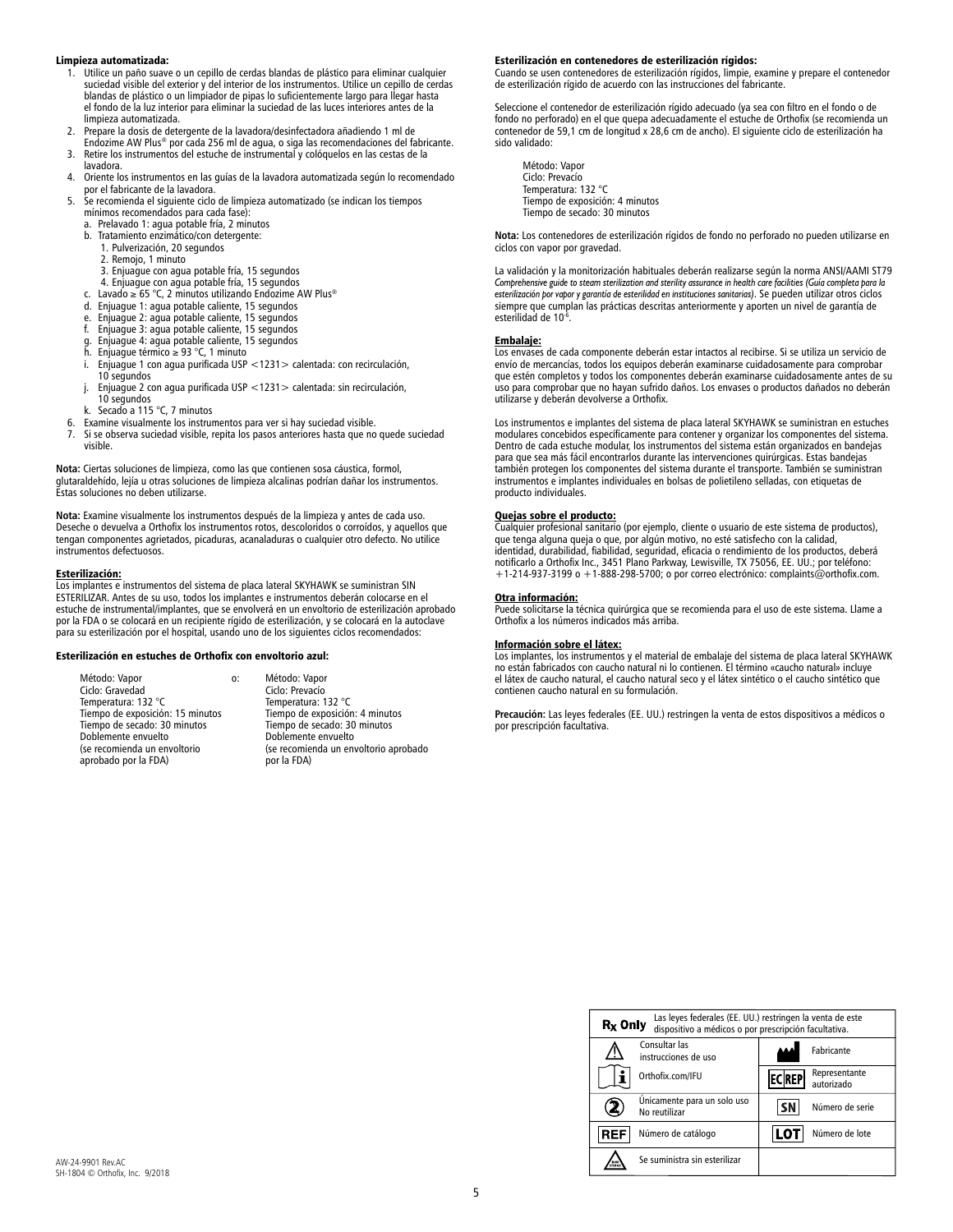#### Limpieza automatizada:

1. Utilice un paño suave o un cepillo de cerdas blandas de plástico para eliminar cualquier suciedad visible del exterior y del interior de los instrumentos. Utilice un cepillo de cerdas blandas de plástico o un limpiador de pipas lo suficientemente largo para llegar hasta el fondo de la luz interior para eliminar la suciedad de las luces interiores antes de la limpieza automatizada.
2. Prepare la dosis de detergente de la lavadora/desinfectadora añadiendo 1 ml de Endozime AW Plus® por cada 256 ml de agua, o siga las recomendaciones del fabricante.
3. Retire los instrumentos del estuche de instrumental y colóquelos en las cestas de la lavadora.
4. Oriente los instrumentos en las guías de la lavadora automatizada según lo recomendado por el fabricante de la lavadora.
5. Se recomienda el siguiente ciclo de limpieza automatizado (se indican los tiempos mínimos recomendados para cada fase):
   a. Prelavado 1: agua potable fría, 2 minutos
   b. Tratamiento enzimático/con detergente:
      1. Pulverización, 20 segundos
      2. Remojo, 1 minuto
      3. Enjuague con agua potable fría, 15 segundos
      4. Enjuague con agua potable fría, 15 segundos
   c. Lavado ≥ 65 °C, 2 minutos utilizando Endozime AW Plus®
   d. Enjuague 1: agua potable caliente, 15 segundos
   e. Enjuague 2: agua potable caliente, 15 segundos
   f. Enjuague 3: agua potable caliente, 15 segundos
   g. Enjuague 4: agua potable caliente, 15 segundos
   h. Enjuague térmico ≥ 93 °C, 1 minuto
   i. Enjuague 1 con agua purificada USP <1231> calentada: con recirculación, 10 segundos
   j. Enjuague 2 con agua purificada USP <1231> calentada: sin recirculación, 10 segundos
   k. Secado a 115 °C, 7 minutos
6. Examine visualmente los instrumentos para ver si hay suciedad visible.
7. Si se observa suciedad visible, repita los pasos anteriores hasta que no quede suciedad visible.

**Nota:** Ciertas soluciones de limpieza, como las que contienen sosa cáustica, formol, glutaraldehído, lejía u otras soluciones de limpieza alcalinas podrían dañar los instrumentos. Estas soluciones no deben utilizarse.

**Nota:** Examine visualmente los instrumentos después de la limpieza y antes de cada uso. Deseche o devuelva a Orthofix los instrumentos rotos, descoloridos o corroídos, y aquellos que tengan componentes agrietados, picaduras, acanaladuras o cualquier otro defecto. No utilice instrumentos defectuosos.

#### Esterilización:

Los implantes e instrumentos del sistema de placa lateral SKYHAWK se suministran SIN ESTERILIZAR. Antes de su uso, todos los implantes e instrumentos deberán colocarse en el estuche de instrumental/implantes, que se envolverá en un envoltorio de esterilización aprobado por la FDA o se colocará en un recipiente rígido de esterilización, y se colocará en la autoclave para su esterilización por el hospital, usando uno de los siguientes ciclos recomendados:

#### Esterilización en estuches de Orthofix con envoltorio azul:

| | | |
|---|---|---|
| Método: Vapor | o: | Método: Vapor |
| Ciclo: Gravedad | | Ciclo: Prevacío |
| Temperatura: 132 °C | | Temperatura: 132 °C |
| Tiempo de exposición: 15 minutos | | Tiempo de exposición: 4 minutos |
| Tiempo de secado: 30 minutos | | Tiempo de secado: 30 minutos |
| Doblemente envuelto (se recomienda un envoltorio aprobado por la FDA) | | Doblemente envuelto (se recomienda un envoltorio aprobado por la FDA) |

#### Esterilización en contenedores de esterilización rígidos:

Cuando se usen contenedores de esterilización rígidos, limpie, examine y prepare el contenedor de esterilización rígido de acuerdo con las instrucciones del fabricante.

Seleccione el contenedor de esterilización rígido adecuado (ya sea con filtro en el fondo o de fondo no perforado) en el que quepa adecuadamente el estuche de Orthofix (se recomienda un contenedor de 59,1 cm de longitud x 28,6 cm de ancho). El siguiente ciclo de esterilización ha sido validado:

Método: Vapor
Ciclo: Prevacío
Temperatura: 132 °C
Tiempo de exposición: 4 minutos
Tiempo de secado: 30 minutos

**Nota:** Los contenedores de esterilización rígidos de fondo no perforado no pueden utilizarse en ciclos con vapor por gravedad.

La validación y la monitorización habituales deberán realizarse según la norma ANSI/AAMI ST79 *Comprehensive guide to steam sterilization and sterility assurance in health care facilities (Guía completa para la esterilización por vapor y garantía de esterilidad en instituciones sanitarias)*. Se pueden utilizar otros ciclos siempre que cumplan las prácticas descritas anteriormente y aporten un nivel de garantía de esterilidad de $10^{-6}$.

#### Embalaje:

Los envases de cada componente deberán estar intactos al recibirse. Si se utiliza un servicio de envío de mercancías, todos los equipos deberán examinarse cuidadosamente para comprobar que estén completos y todos los componentes deberán examinarse cuidadosamente antes de su uso para comprobar que no hayan sufrido daños. Los envases o productos dañados no deberán utilizarse y deberán devolverse a Orthofix.

Los instrumentos e implantes del sistema de placa lateral SKYHAWK se suministran en estuches modulares concebidos específicamente para contener y organizar los componentes del sistema. Dentro de cada estuche modular, los instrumentos del sistema están organizados en bandejas para que sea más fácil encontrarlos durante las intervenciones quirúrgicas. Estas bandejas también protegen los componentes del sistema durante el transporte. También se suministran instrumentos e implantes individuales en bolsas de polietileno selladas, con etiquetas de producto individuales.

#### Quejas sobre el producto:

Cualquier profesional sanitario (por ejemplo, cliente o usuario de este sistema de productos), que tenga alguna queja o que, por algún motivo, no esté satisfecho con la calidad, identidad, durabilidad, fiabilidad, seguridad, eficacia o rendimiento de los productos, deberá notificarlo a Orthofix Inc., 3451 Plano Parkway, Lewisville, TX 75056, EE. UU.; por teléfono: +1-214-937-3199 o +1-888-298-5700; o por correo electrónico: complaints@orthofix.com.

#### Otra información:

Puede solicitarse la técnica quirúrgica que se recomienda para el uso de este sistema. Llame a Orthofix a los números indicados más arriba.

#### Información sobre el látex:

Los implantes, los instrumentos y el material de embalaje del sistema de placa lateral SKYHAWK no están fabricados con caucho natural ni lo contienen. El término «caucho natural» incluye el látex de caucho natural, el caucho natural seco y el látex sintético o el caucho sintético que contienen caucho natural en su formulación.

**Precaución:** Las leyes federales (EE. UU.) restringen la venta de estos dispositivos a médicos o por prescripción facultativa.

| | | | |
|---|---|---|---|
| Rx Only | Las leyes federales (EE. UU.) restringen la venta de este dispositivo a médicos o por prescripción facultativa. | | |
| ⚠ | Consultar las instrucciones de uso | | Fabricante |
| i | Orthofix.com/IFU | EC REP | Representante autorizado |
| ② | Únicamente para un solo uso No reutilizar | SN | Número de serie |
| REF | Número de catálogo | LOT | Número de lote |
| NON STERILE | Se suministra sin esterilizar | | |

AW-24-9901 Rev.AC
SH-1804 © Orthofix, Inc. 9/2018